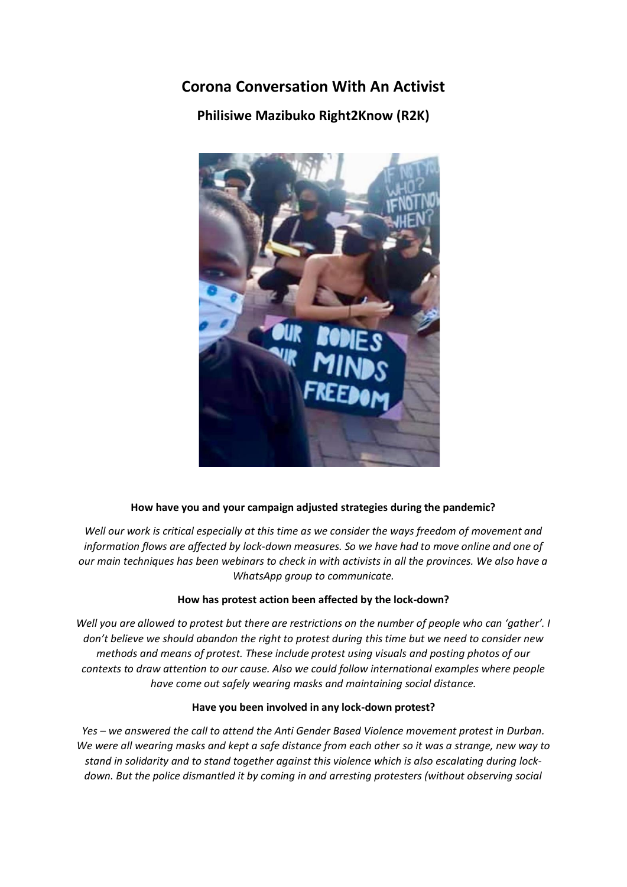# Corona Conversation With An Activist

## Philisiwe Mazibuko Right2Know (R2K)

**How have you and your campaign adjusted strategies during the pandemic?**

*Well our work is critical especially at this time as we consider the ways freedom of movement and information flows are affected by lock-down measures. So we have had to move online and one of our main techniques has been webinars to check in with activists in all the provinces. We also have a WhatsApp group to communicate.*

**How has protest action been affected by the lock-down?**

*Well you are allowed to protest but there are restrictions on the number of people who can 'gather'. I don't believe we should abandon the right to protest during this time but we need to consider new methods and means of protest. These include protest using visuals and posting photos of our contexts to draw attention to our cause. Also we could follow international examples where people have come out safely wearing masks and maintaining social distance.*

**Have you been involved in any lock-down protest?**

*Yes – we answered the call to attend the Anti Gender Based Violence movement protest in Durban. We were all wearing masks and kept a safe distance from each other so it was a strange, new way to stand in solidarity and to stand together against this violence which is also escalating during lock-down. But the police dismantled it by coming in and arresting protesters (without observing social*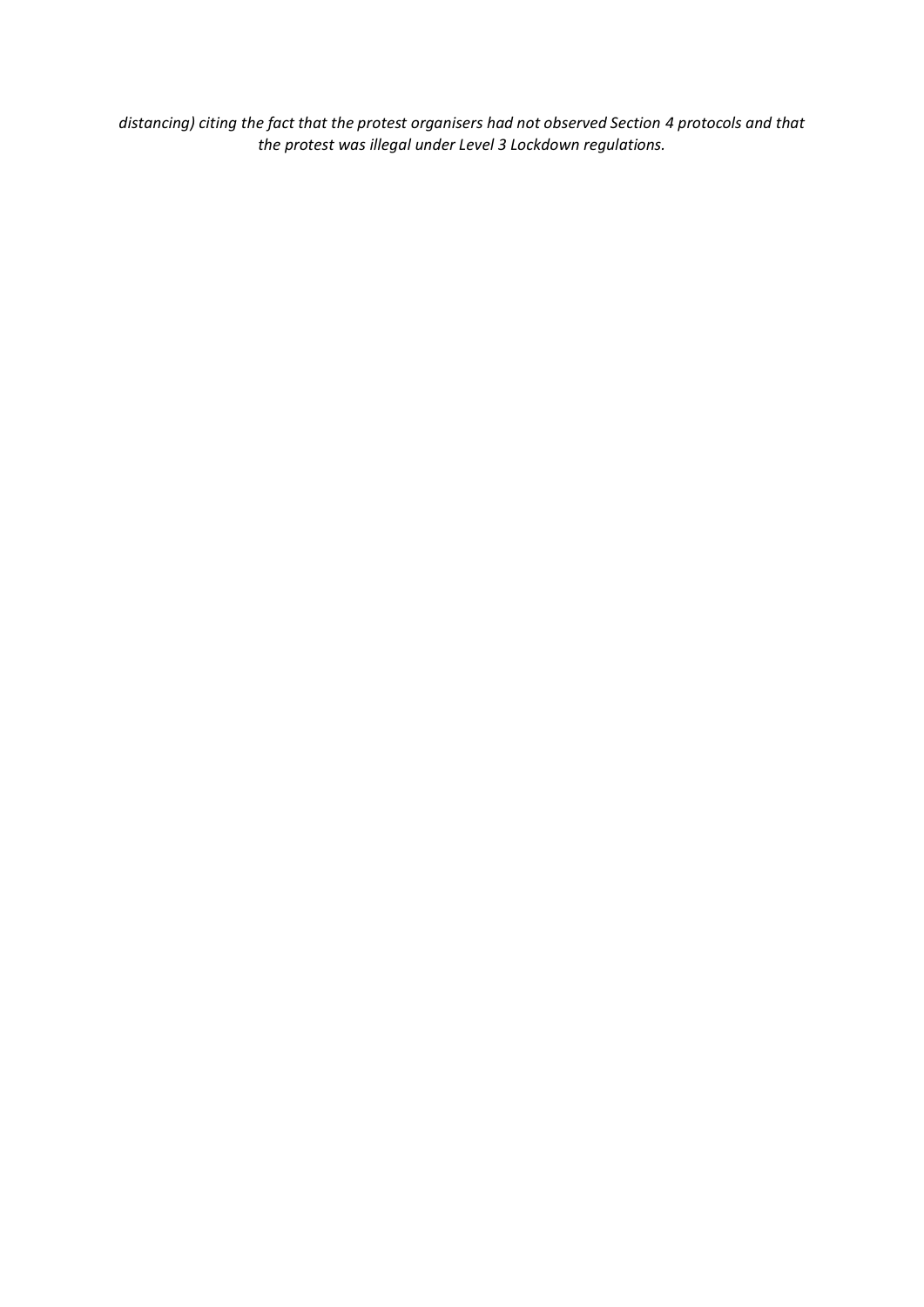*distancing) citing the fact that the protest organisers had not observed Section 4 protocols and that the protest was illegal under Level 3 Lockdown regulations.*